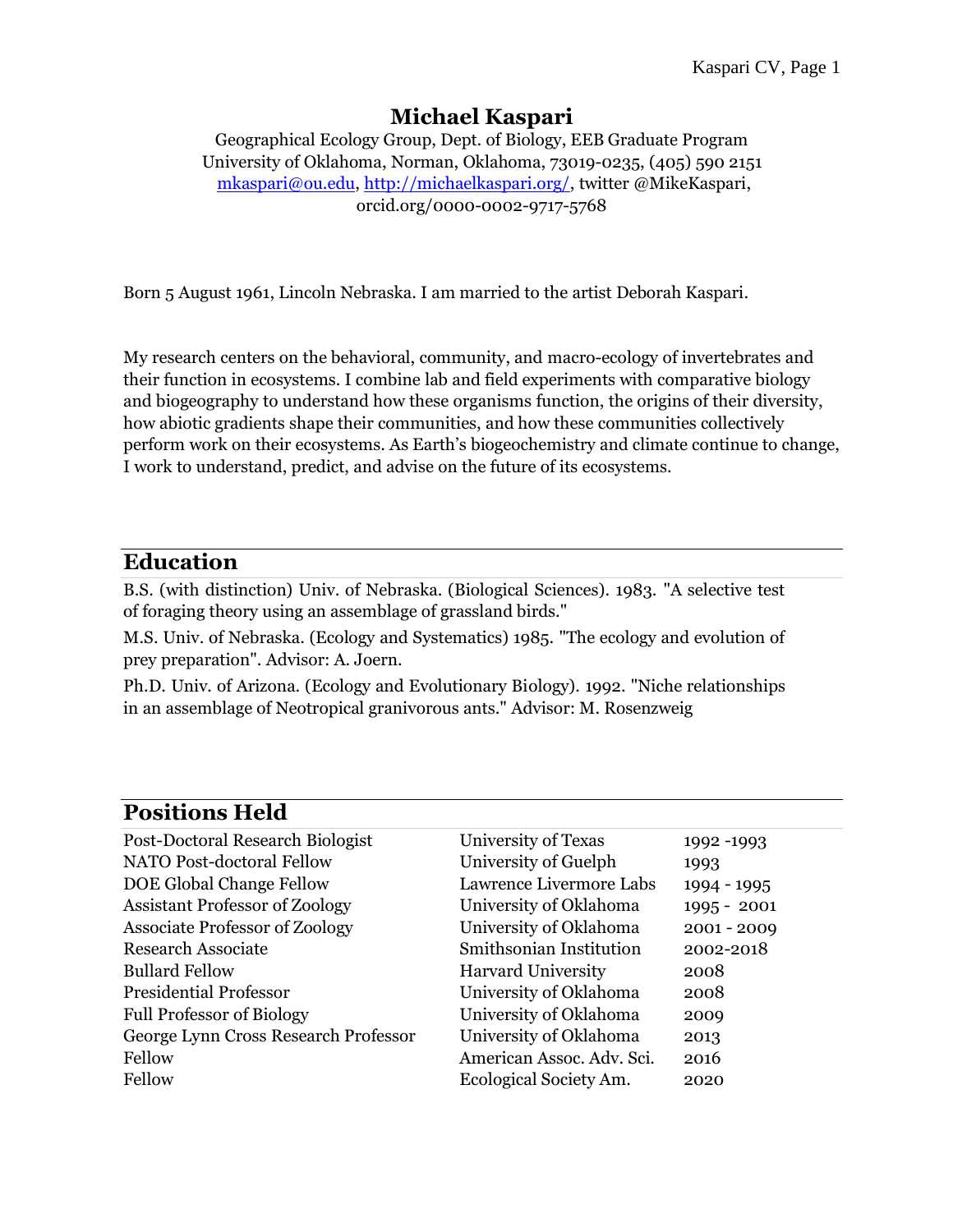# Michael Kaspari

Geographical Ecology Group, Dept. of Biology, EEB Graduate Program
University of Oklahoma, Norman, Oklahoma, 73019-0235, (405) 590 2151
mkaspari@ou.edu, http://michaelkaspari.org/, twitter @MikeKaspari,
orcid.org/0000-0002-9717-5768

Born 5 August 1961, Lincoln Nebraska. I am married to the artist Deborah Kaspari.

My research centers on the behavioral, community, and macro-ecology of invertebrates and their function in ecosystems. I combine lab and field experiments with comparative biology and biogeography to understand how these organisms function, the origins of their diversity, how abiotic gradients shape their communities, and how these communities collectively perform work on their ecosystems. As Earth's biogeochemistry and climate continue to change, I work to understand, predict, and advise on the future of its ecosystems.

## Education

B.S. (with distinction) Univ. of Nebraska. (Biological Sciences). 1983. "A selective test of foraging theory using an assemblage of grassland birds."

M.S. Univ. of Nebraska. (Ecology and Systematics) 1985. "The ecology and evolution of prey preparation". Advisor: A. Joern.

Ph.D. Univ. of Arizona. (Ecology and Evolutionary Biology). 1992. "Niche relationships in an assemblage of Neotropical granivorous ants." Advisor: M. Rosenzweig

## Positions Held

| | | |
|---|---|---|
| Post-Doctoral Research Biologist | University of Texas | 1992 -1993 |
| NATO Post-doctoral Fellow | University of Guelph | 1993 |
| DOE Global Change Fellow | Lawrence Livermore Labs | 1994 - 1995 |
| Assistant Professor of Zoology | University of Oklahoma | 1995 - 2001 |
| Associate Professor of Zoology | University of Oklahoma | 2001 - 2009 |
| Research Associate | Smithsonian Institution | 2002-2018 |
| Bullard Fellow | Harvard University | 2008 |
| Presidential Professor | University of Oklahoma | 2008 |
| Full Professor of Biology | University of Oklahoma | 2009 |
| George Lynn Cross Research Professor | University of Oklahoma | 2013 |
| Fellow | American Assoc. Adv. Sci. | 2016 |
| Fellow | Ecological Society Am. | 2020 |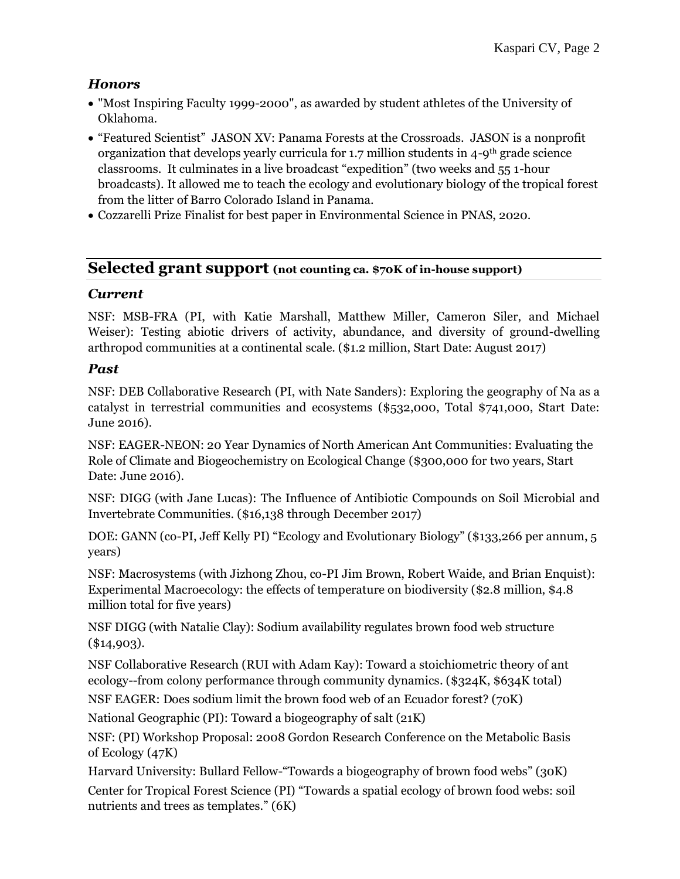### *Honors*

- "Most Inspiring Faculty 1999-2000", as awarded by student athletes of the University of Oklahoma.
- "Featured Scientist" JASON XV: Panama Forests at the Crossroads. JASON is a nonprofit organization that develops yearly curricula for 1.7 million students in 4-9th grade science classrooms. It culminates in a live broadcast "expedition" (two weeks and 55 1-hour broadcasts). It allowed me to teach the ecology and evolutionary biology of the tropical forest from the litter of Barro Colorado Island in Panama.
- Cozzarelli Prize Finalist for best paper in Environmental Science in PNAS, 2020.

## Selected grant support **(not counting ca. $70K of in-house support)**

### *Current*

NSF: MSB-FRA (PI, with Katie Marshall, Matthew Miller, Cameron Siler, and Michael Weiser): Testing abiotic drivers of activity, abundance, and diversity of ground-dwelling arthropod communities at a continental scale. ($1.2 million, Start Date: August 2017)

### *Past*

NSF: DEB Collaborative Research (PI, with Nate Sanders): Exploring the geography of Na as a catalyst in terrestrial communities and ecosystems ($532,000, Total $741,000, Start Date: June 2016).

NSF: EAGER-NEON: 20 Year Dynamics of North American Ant Communities: Evaluating the Role of Climate and Biogeochemistry on Ecological Change ($300,000 for two years, Start Date: June 2016).

NSF: DIGG (with Jane Lucas): The Influence of Antibiotic Compounds on Soil Microbial and Invertebrate Communities. ($16,138 through December 2017)

DOE: GANN (co-PI, Jeff Kelly PI) "Ecology and Evolutionary Biology" ($133,266 per annum, 5 years)

NSF: Macrosystems (with Jizhong Zhou, co-PI Jim Brown, Robert Waide, and Brian Enquist): Experimental Macroecology: the effects of temperature on biodiversity ($2.8 million, $4.8 million total for five years)

NSF DIGG (with Natalie Clay): Sodium availability regulates brown food web structure ($14,903).

NSF Collaborative Research (RUI with Adam Kay): Toward a stoichiometric theory of ant ecology--from colony performance through community dynamics. ($324K, $634K total)

NSF EAGER: Does sodium limit the brown food web of an Ecuador forest? (70K)

National Geographic (PI): Toward a biogeography of salt (21K)

NSF: (PI) Workshop Proposal: 2008 Gordon Research Conference on the Metabolic Basis of Ecology (47K)

Harvard University: Bullard Fellow-"Towards a biogeography of brown food webs" (30K)

Center for Tropical Forest Science (PI) "Towards a spatial ecology of brown food webs: soil nutrients and trees as templates." (6K)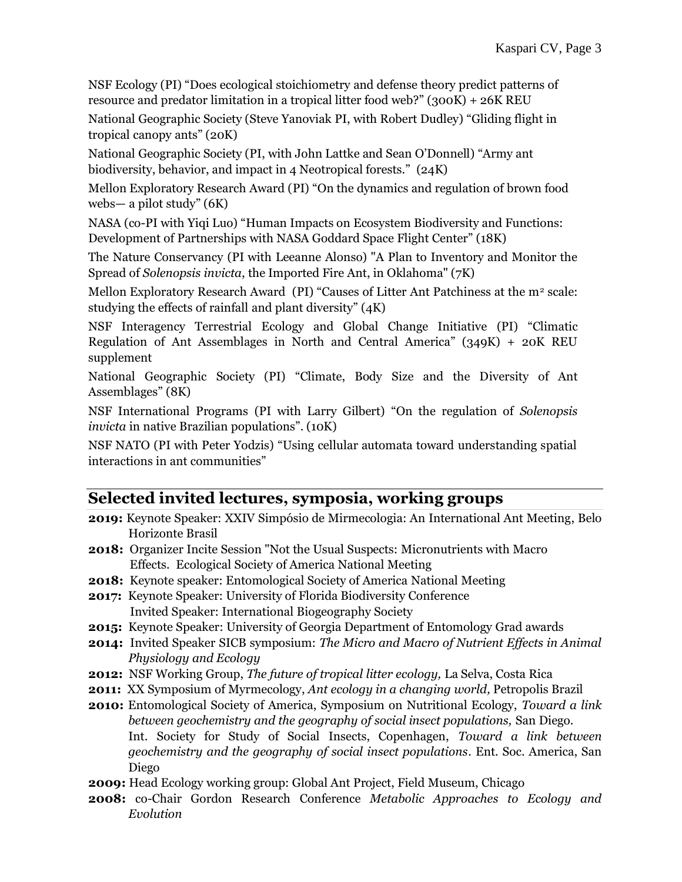NSF Ecology (PI) "Does ecological stoichiometry and defense theory predict patterns of resource and predator limitation in a tropical litter food web?" (300K) + 26K REU

National Geographic Society (Steve Yanoviak PI, with Robert Dudley) "Gliding flight in tropical canopy ants" (20K)

National Geographic Society (PI, with John Lattke and Sean O'Donnell) "Army ant biodiversity, behavior, and impact in 4 Neotropical forests." (24K)

Mellon Exploratory Research Award (PI) "On the dynamics and regulation of brown food webs— a pilot study" (6K)

NASA (co-PI with Yiqi Luo) "Human Impacts on Ecosystem Biodiversity and Functions: Development of Partnerships with NASA Goddard Space Flight Center" (18K)

The Nature Conservancy (PI with Leeanne Alonso) "A Plan to Inventory and Monitor the Spread of *Solenopsis invicta*, the Imported Fire Ant, in Oklahoma" (7K)

Mellon Exploratory Research Award (PI) "Causes of Litter Ant Patchiness at the $m^2$ scale: studying the effects of rainfall and plant diversity" (4K)

NSF Interagency Terrestrial Ecology and Global Change Initiative (PI) "Climatic Regulation of Ant Assemblages in North and Central America" (349K) + 20K REU supplement

National Geographic Society (PI) "Climate, Body Size and the Diversity of Ant Assemblages" (8K)

NSF International Programs (PI with Larry Gilbert) "On the regulation of *Solenopsis invicta* in native Brazilian populations". (10K)

NSF NATO (PI with Peter Yodzis) "Using cellular automata toward understanding spatial interactions in ant communities"

## Selected invited lectures, symposia, working groups

**2019:** Keynote Speaker: XXIV Simpósio de Mirmecologia: An International Ant Meeting, Belo Horizonte Brasil

**2018:** Organizer Incite Session "Not the Usual Suspects: Micronutrients with Macro Effects. Ecological Society of America National Meeting

**2018:** Keynote speaker: Entomological Society of America National Meeting

**2017:** Keynote Speaker: University of Florida Biodiversity Conference
Invited Speaker: International Biogeography Society

**2015:** Keynote Speaker: University of Georgia Department of Entomology Grad awards

**2014:** Invited Speaker SICB symposium: *The Micro and Macro of Nutrient Effects in Animal Physiology and Ecology*

**2012:** NSF Working Group, *The future of tropical litter ecology,* La Selva, Costa Rica

**2011:** XX Symposium of Myrmecology, *Ant ecology in a changing world,* Petropolis Brazil

**2010:** Entomological Society of America, Symposium on Nutritional Ecology, *Toward a link between geochemistry and the geography of social insect populations,* San Diego.
Int. Society for Study of Social Insects, Copenhagen, *Toward a link between geochemistry and the geography of social insect populations*. Ent. Soc. America, San Diego

**2009:** Head Ecology working group: Global Ant Project, Field Museum, Chicago

**2008:** co-Chair Gordon Research Conference *Metabolic Approaches to Ecology and Evolution*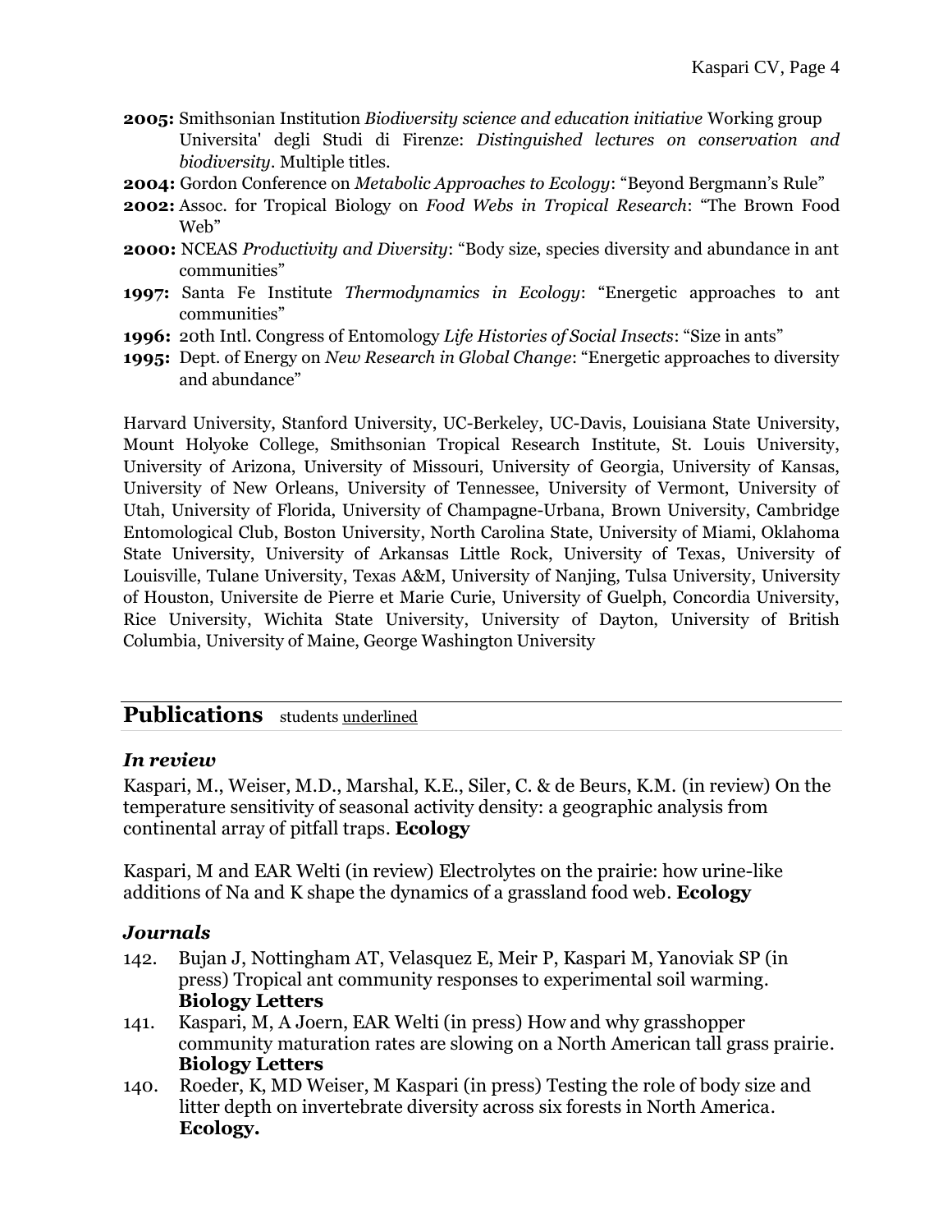**2005:** Smithsonian Institution *Biodiversity science and education initiative* Working group
Universita' degli Studi di Firenze: *Distinguished lectures on conservation and biodiversity*. Multiple titles.

**2004:** Gordon Conference on *Metabolic Approaches to Ecology*: "Beyond Bergmann's Rule"

**2002:** Assoc. for Tropical Biology on *Food Webs in Tropical Research*: "The Brown Food Web"

**2000:** NCEAS *Productivity and Diversity*: "Body size, species diversity and abundance in ant communities"

**1997:** Santa Fe Institute *Thermodynamics in Ecology*: "Energetic approaches to ant communities"

**1996:** 20th Intl. Congress of Entomology *Life Histories of Social Insects*: "Size in ants"

**1995:** Dept. of Energy on *New Research in Global Change*: "Energetic approaches to diversity and abundance"

Harvard University, Stanford University, UC-Berkeley, UC-Davis, Louisiana State University, Mount Holyoke College, Smithsonian Tropical Research Institute, St. Louis University, University of Arizona, University of Missouri, University of Georgia, University of Kansas, University of New Orleans, University of Tennessee, University of Vermont, University of Utah, University of Florida, University of Champagne-Urbana, Brown University, Cambridge Entomological Club, Boston University, North Carolina State, University of Miami, Oklahoma State University, University of Arkansas Little Rock, University of Texas, University of Louisville, Tulane University, Texas A&M, University of Nanjing, Tulsa University, University of Houston, Universite de Pierre et Marie Curie, University of Guelph, Concordia University, Rice University, Wichita State University, University of Dayton, University of British Columbia, University of Maine, George Washington University

## Publications students <u>underlined</u>

### *In review*

Kaspari, M., Weiser, M.D., Marshal, K.E., Siler, C. & de Beurs, K.M. (in review) On the temperature sensitivity of seasonal activity density: a geographic analysis from continental array of pitfall traps. **Ecology**

Kaspari, M and EAR Welti (in review) Electrolytes on the prairie: how urine-like additions of Na and K shape the dynamics of a grassland food web. **Ecology**

### *Journals*

142. Bujan J, Nottingham AT, Velasquez E, Meir P, Kaspari M, Yanoviak SP (in press) Tropical ant community responses to experimental soil warming. **Biology Letters**
141. Kaspari, M, A Joern, EAR Welti (in press) How and why grasshopper community maturation rates are slowing on a North American tall grass prairie. **Biology Letters**
140. Roeder, K, MD Weiser, M Kaspari (in press) Testing the role of body size and litter depth on invertebrate diversity across six forests in North America. **Ecology.**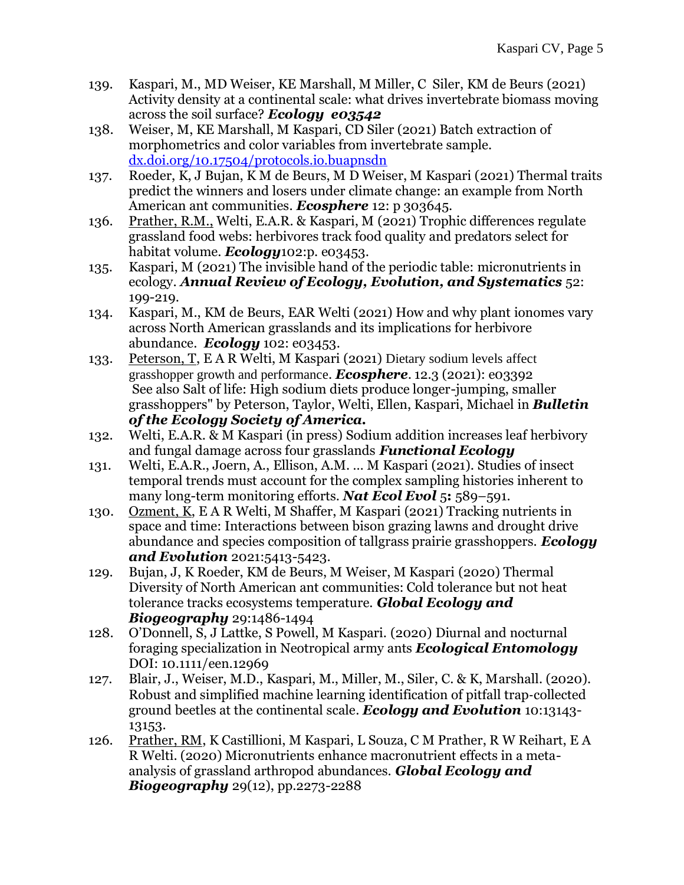139. Kaspari, M., MD Weiser, KE Marshall, M Miller, C Siler, KM de Beurs (2021) Activity density at a continental scale: what drives invertebrate biomass moving across the soil surface? ***Ecology e03542***
138. Weiser, M, KE Marshall, M Kaspari, CD Siler (2021) Batch extraction of morphometrics and color variables from invertebrate sample. [dx.doi.org/10.17504/protocols.io.buapnsdn](dx.doi.org/10.17504/protocols.io.buapnsdn)
137. Roeder, K, J Bujan, K M de Beurs, M D Weiser, M Kaspari (2021) Thermal traits predict the winners and losers under climate change: an example from North American ant communities. ***Ecosphere*** 12: p 303645.
136. Prather, R.M., Welti, E.A.R. & Kaspari, M (2021) Trophic differences regulate grassland food webs: herbivores track food quality and predators select for habitat volume. ***Ecology***102:p. e03453.
135. Kaspari, M (2021) The invisible hand of the periodic table: micronutrients in ecology. ***Annual Review of Ecology, Evolution, and Systematics*** 52: 199-219.
134. Kaspari, M., KM de Beurs, EAR Welti (2021) How and why plant ionomes vary across North American grasslands and its implications for herbivore abundance. ***Ecology*** 102: e03453.
133. Peterson, T, E A R Welti, M Kaspari (2021) Dietary sodium levels affect grasshopper growth and performance. ***Ecosphere***. 12.3 (2021): e03392 See also Salt of life: High sodium diets produce longer-jumping, smaller grasshoppers" by Peterson, Taylor, Welti, Ellen, Kaspari, Michael in ***Bulletin of the Ecology Society of America.***
132. Welti, E.A.R. & M Kaspari (in press) Sodium addition increases leaf herbivory and fungal damage across four grasslands ***Functional Ecology***
131. Welti, E.A.R., Joern, A., Ellison, A.M. … M Kaspari (2021). Studies of insect temporal trends must account for the complex sampling histories inherent to many long-term monitoring efforts. ***Nat Ecol Evol*** 5**:** 589–591.
130. Ozment, K, E A R Welti, M Shaffer, M Kaspari (2021) Tracking nutrients in space and time: Interactions between bison grazing lawns and drought drive abundance and species composition of tallgrass prairie grasshoppers. ***Ecology and Evolution*** 2021:5413-5423.
129. Bujan, J, K Roeder, KM de Beurs, M Weiser, M Kaspari (2020) Thermal Diversity of North American ant communities: Cold tolerance but not heat tolerance tracks ecosystems temperature. ***Global Ecology and Biogeography*** 29:1486-1494
128. O'Donnell, S, J Lattke, S Powell, M Kaspari. (2020) Diurnal and nocturnal foraging specialization in Neotropical army ants ***Ecological Entomology*** DOI: 10.1111/een.12969
127. Blair, J., Weiser, M.D., Kaspari, M., Miller, M., Siler, C. & K, Marshall. (2020). Robust and simplified machine learning identification of pitfall trap-collected ground beetles at the continental scale. ***Ecology and Evolution*** 10:13143-13153.
126. Prather, RM, K Castillioni, M Kaspari, L Souza, C M Prather, R W Reihart, E A R Welti. (2020) Micronutrients enhance macronutrient effects in a meta-analysis of grassland arthropod abundances. ***Global Ecology and Biogeography*** 29(12), pp.2273-2288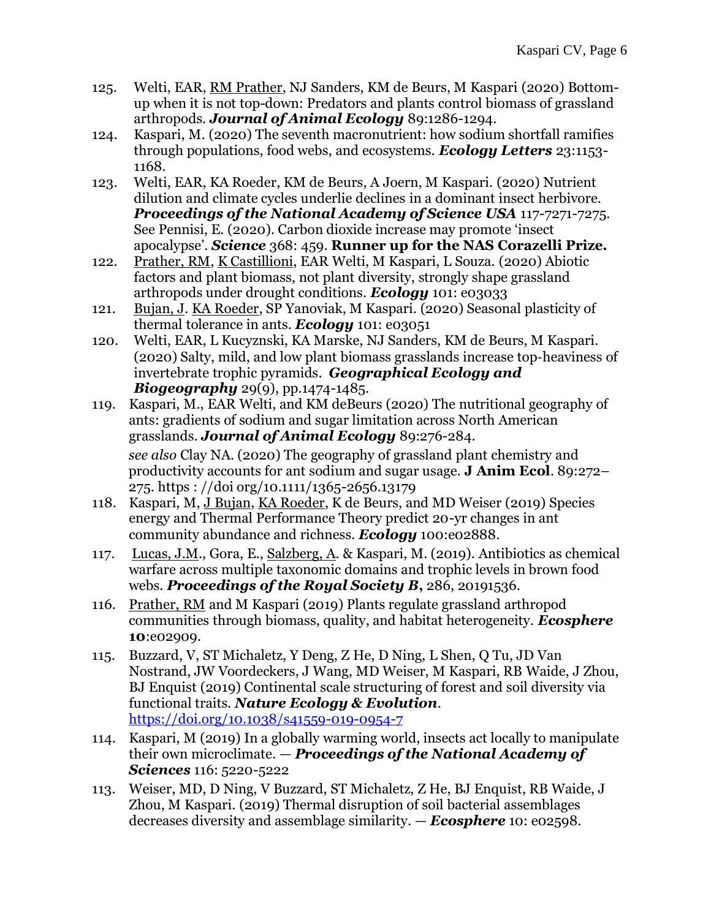125. Welti, EAR, <u>RM Prather</u>, NJ Sanders, KM de Beurs, M Kaspari (2020) Bottom-up when it is not top-down: Predators and plants control biomass of grassland arthropods. ***Journal of Animal Ecology*** 89:1286-1294.

124. Kaspari, M. (2020) The seventh macronutrient: how sodium shortfall ramifies through populations, food webs, and ecosystems. ***Ecology Letters*** 23:1153-1168.

123. Welti, EAR, KA Roeder, KM de Beurs, A Joern, M Kaspari. (2020) Nutrient dilution and climate cycles underlie declines in a dominant insect herbivore. ***Proceedings of the National Academy of Science USA*** 117-7271-7275. See Pennisi, E. (2020). Carbon dioxide increase may promote 'insect apocalypse'. ***Science*** 368: 459. **Runner up for the NAS Corazelli Prize.**

122. <u>Prather, RM</u>, <u>K Castillioni</u>, EAR Welti, M Kaspari, L Souza. (2020) Abiotic factors and plant biomass, not plant diversity, strongly shape grassland arthropods under drought conditions. ***Ecology*** 101: e03033

121. <u>Bujan, J</u>. <u>KA Roeder</u>, SP Yanoviak, M Kaspari. (2020) Seasonal plasticity of thermal tolerance in ants. ***Ecology*** 101: e03051

120. Welti, EAR, L Kucyznski, KA Marske, NJ Sanders, KM de Beurs, M Kaspari. (2020) Salty, mild, and low plant biomass grasslands increase top-heaviness of invertebrate trophic pyramids. ***Geographical Ecology and Biogeography*** 29(9), pp.1474-1485.

119. Kaspari, M., EAR Welti, and KM deBeurs (2020) The nutritional geography of ants: gradients of sodium and sugar limitation across North American grasslands. ***Journal of Animal Ecology*** 89:276-284.

    *see also* Clay NA. (2020) The geography of grassland plant chemistry and productivity accounts for ant sodium and sugar usage. **J Anim Ecol**. 89:272–275. https : //doi org/10.1111/1365-2656.13179

118. Kaspari, M, <u>J Bujan</u>, <u>KA Roeder</u>, K de Beurs, and MD Weiser (2019) Species energy and Thermal Performance Theory predict 20-yr changes in ant community abundance and richness. ***Ecology*** 100:e02888.

117. <u>Lucas, J.M</u>., Gora, E., <u>Salzberg, A</u>. & Kaspari, M. (2019). Antibiotics as chemical warfare across multiple taxonomic domains and trophic levels in brown food webs. ***Proceedings of the Royal Society B*,** 286, 20191536.

116. <u>Prather, RM</u> and M Kaspari (2019) Plants regulate grassland arthropod communities through biomass, quality, and habitat heterogeneity. ***Ecosphere*** **10**:e02909.

115. Buzzard, V, ST Michaletz, Y Deng, Z He, D Ning, L Shen, Q Tu, JD Van Nostrand, JW Voordeckers, J Wang, MD Weiser, M Kaspari, RB Waide, J Zhou, BJ Enquist (2019) Continental scale structuring of forest and soil diversity via functional traits. ***Nature Ecology & Evolution***. https://doi.org/10.1038/s41559-019-0954-7

114. Kaspari, M (2019) In a globally warming world, insects act locally to manipulate their own microclimate. — ***Proceedings of the National Academy of Sciences*** 116: 5220-5222

113. Weiser, MD, D Ning, V Buzzard, ST Michaletz, Z He, BJ Enquist, RB Waide, J Zhou, M Kaspari. (2019) Thermal disruption of soil bacterial assemblages decreases diversity and assemblage similarity. — ***Ecosphere*** 10: e02598.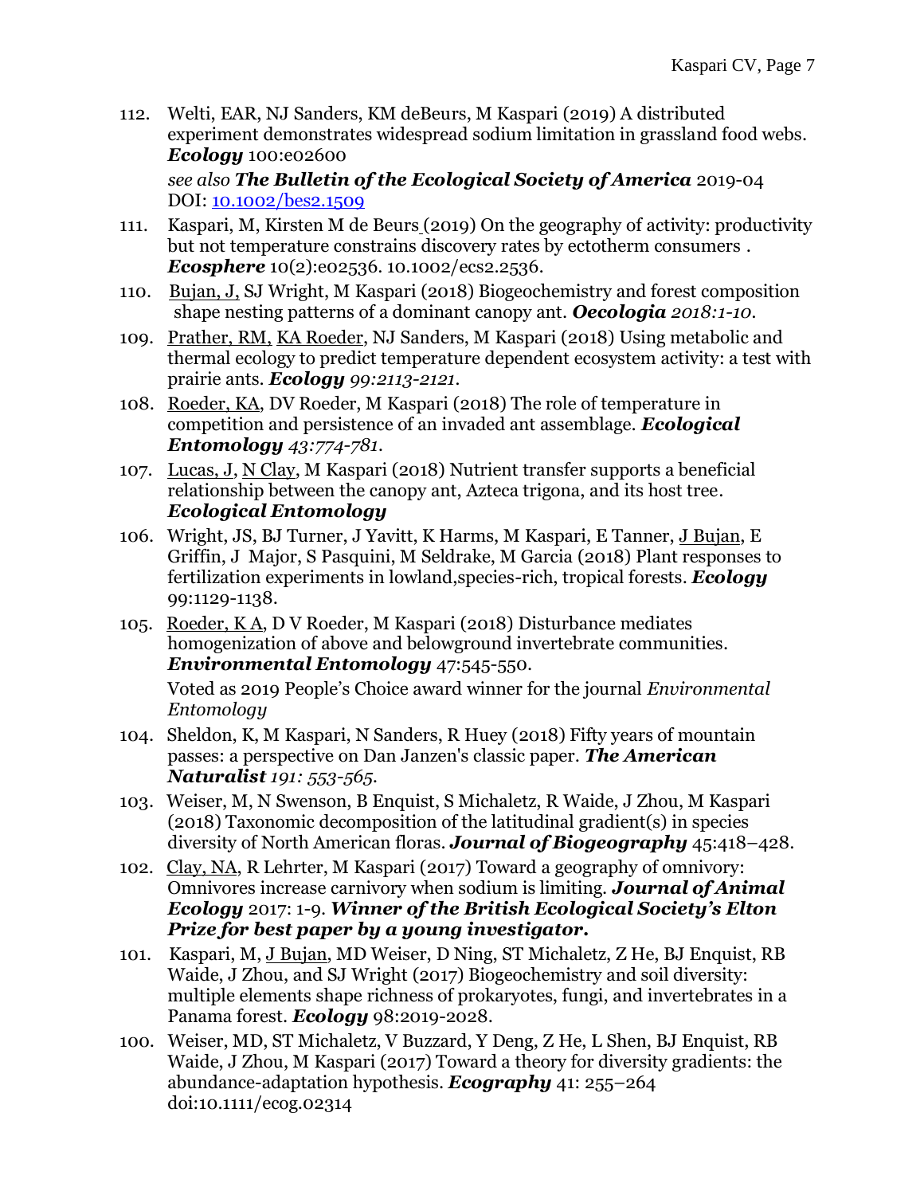112. Welti, EAR, NJ Sanders, KM deBeurs, M Kaspari (2019) A distributed experiment demonstrates widespread sodium limitation in grassland food webs. ***Ecology*** 100:e02600

     *see also **The Bulletin of the Ecological Society of America*** 2019-04 DOI: [10.1002/bes2.1509](10.1002/bes2.1509)

111. Kaspari, M, Kirsten M de Beurs (2019) On the geography of activity: productivity but not temperature constrains discovery rates by ectotherm consumers . ***Ecosphere*** 10(2):e02536. 10.1002/ecs2.2536.

110. Bujan, J, SJ Wright, M Kaspari (2018) Biogeochemistry and forest composition shape nesting patterns of a dominant canopy ant. ***Oecologia*** *2018:1-10*.

109. Prather, RM, KA Roeder, NJ Sanders, M Kaspari (2018) Using metabolic and thermal ecology to predict temperature dependent ecosystem activity: a test with prairie ants. ***Ecology*** *99:2113-2121*.

108. Roeder, KA, DV Roeder, M Kaspari (2018) The role of temperature in competition and persistence of an invaded ant assemblage. ***Ecological Entomology*** *43:774-781*.

107. Lucas, J, N Clay, M Kaspari (2018) Nutrient transfer supports a beneficial relationship between the canopy ant, Azteca trigona, and its host tree. ***Ecological Entomology***

106. Wright, JS, BJ Turner, J Yavitt, K Harms, M Kaspari, E Tanner, J Bujan, E Griffin, J Major, S Pasquini, M Seldrake, M Garcia (2018) Plant responses to fertilization experiments in lowland,species-rich, tropical forests. ***Ecology*** 99:1129-1138.

105. Roeder, K A, D V Roeder, M Kaspari (2018) Disturbance mediates homogenization of above and belowground invertebrate communities. ***Environmental Entomology*** 47:545-550.

     Voted as 2019 People's Choice award winner for the journal *Environmental Entomology*

104. Sheldon, K, M Kaspari, N Sanders, R Huey (2018) Fifty years of mountain passes: a perspective on Dan Janzen's classic paper. ***The American Naturalist*** *191: 553-565*.

103. Weiser, M, N Swenson, B Enquist, S Michaletz, R Waide, J Zhou, M Kaspari (2018) Taxonomic decomposition of the latitudinal gradient(s) in species diversity of North American floras. ***Journal of Biogeography*** 45:418–428.

102. Clay, NA, R Lehrter, M Kaspari (2017) Toward a geography of omnivory: Omnivores increase carnivory when sodium is limiting. ***Journal of Animal Ecology*** 2017: 1-9. ***Winner of the British Ecological Society's Elton Prize for best paper by a young investigator.***

101. Kaspari, M, J Bujan, MD Weiser, D Ning, ST Michaletz, Z He, BJ Enquist, RB Waide, J Zhou, and SJ Wright (2017) Biogeochemistry and soil diversity: multiple elements shape richness of prokaryotes, fungi, and invertebrates in a Panama forest. ***Ecology*** 98:2019-2028.

100. Weiser, MD, ST Michaletz, V Buzzard, Y Deng, Z He, L Shen, BJ Enquist, RB Waide, J Zhou, M Kaspari (2017) Toward a theory for diversity gradients: the abundance-adaptation hypothesis. ***Ecography*** 41: 255–264 doi:10.1111/ecog.02314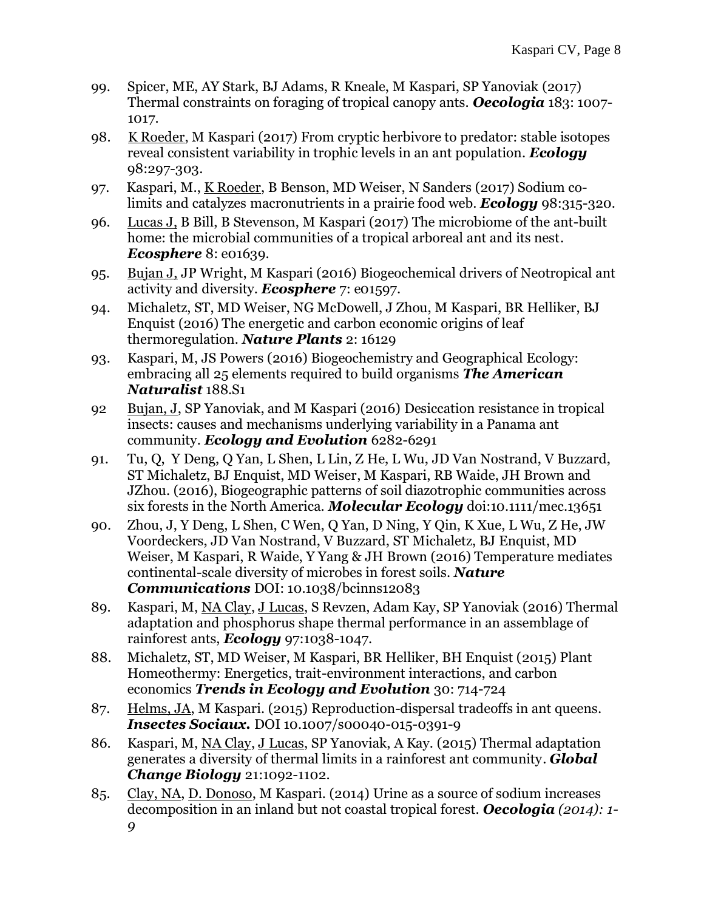99. Spicer, ME, AY Stark, BJ Adams, R Kneale, M Kaspari, SP Yanoviak (2017) Thermal constraints on foraging of tropical canopy ants. ***Oecologia*** 183: 1007-1017.

98. K Roeder, M Kaspari (2017) From cryptic herbivore to predator: stable isotopes reveal consistent variability in trophic levels in an ant population. ***Ecology*** 98:297-303.

97. Kaspari, M., K Roeder, B Benson, MD Weiser, N Sanders (2017) Sodium co-limits and catalyzes macronutrients in a prairie food web. ***Ecology*** 98:315-320.

96. Lucas J, B Bill, B Stevenson, M Kaspari (2017) The microbiome of the ant-built home: the microbial communities of a tropical arboreal ant and its nest. ***Ecosphere*** 8: e01639.

95. Bujan J, JP Wright, M Kaspari (2016) Biogeochemical drivers of Neotropical ant activity and diversity. ***Ecosphere*** 7: e01597.

94. Michaletz, ST, MD Weiser, NG McDowell, J Zhou, M Kaspari, BR Helliker, BJ Enquist (2016) The energetic and carbon economic origins of leaf thermoregulation. ***Nature Plants*** 2: 16129

93. Kaspari, M, JS Powers (2016) Biogeochemistry and Geographical Ecology: embracing all 25 elements required to build organisms ***The American Naturalist*** 188.S1

92. Bujan, J, SP Yanoviak, and M Kaspari (2016) Desiccation resistance in tropical insects: causes and mechanisms underlying variability in a Panama ant community. ***Ecology and Evolution*** 6282-6291

91. Tu, Q, Y Deng, Q Yan, L Shen, L Lin, Z He, L Wu, JD Van Nostrand, V Buzzard, ST Michaletz, BJ Enquist, MD Weiser, M Kaspari, RB Waide, JH Brown and JZhou. (2016), Biogeographic patterns of soil diazotrophic communities across six forests in the North America. ***Molecular Ecology*** doi:10.1111/mec.13651

90. Zhou, J, Y Deng, L Shen, C Wen, Q Yan, D Ning, Y Qin, K Xue, L Wu, Z He, JW Voordeckers, JD Van Nostrand, V Buzzard, ST Michaletz, BJ Enquist, MD Weiser, M Kaspari, R Waide, Y Yang & JH Brown (2016) Temperature mediates continental-scale diversity of microbes in forest soils. ***Nature Communications*** DOI: 10.1038/bcinns12083

89. Kaspari, M, NA Clay, J Lucas, S Revzen, Adam Kay, SP Yanoviak (2016) Thermal adaptation and phosphorus shape thermal performance in an assemblage of rainforest ants, ***Ecology*** 97:1038-1047.

88. Michaletz, ST, MD Weiser, M Kaspari, BR Helliker, BH Enquist (2015) Plant Homeothermy: Energetics, trait-environment interactions, and carbon economics ***Trends in Ecology and Evolution*** 30: 714-724

87. Helms, JA, M Kaspari. (2015) Reproduction-dispersal tradeoffs in ant queens. ***Insectes Sociaux.*** DOI 10.1007/s00040-015-0391-9

86. Kaspari, M, NA Clay, J Lucas, SP Yanoviak, A Kay. (2015) Thermal adaptation generates a diversity of thermal limits in a rainforest ant community. ***Global Change Biology*** 21:1092-1102.

85. Clay, NA, D. Donoso, M Kaspari. (2014) Urine as a source of sodium increases decomposition in an inland but not coastal tropical forest. ***Oecologia*** *(2014): 1-9*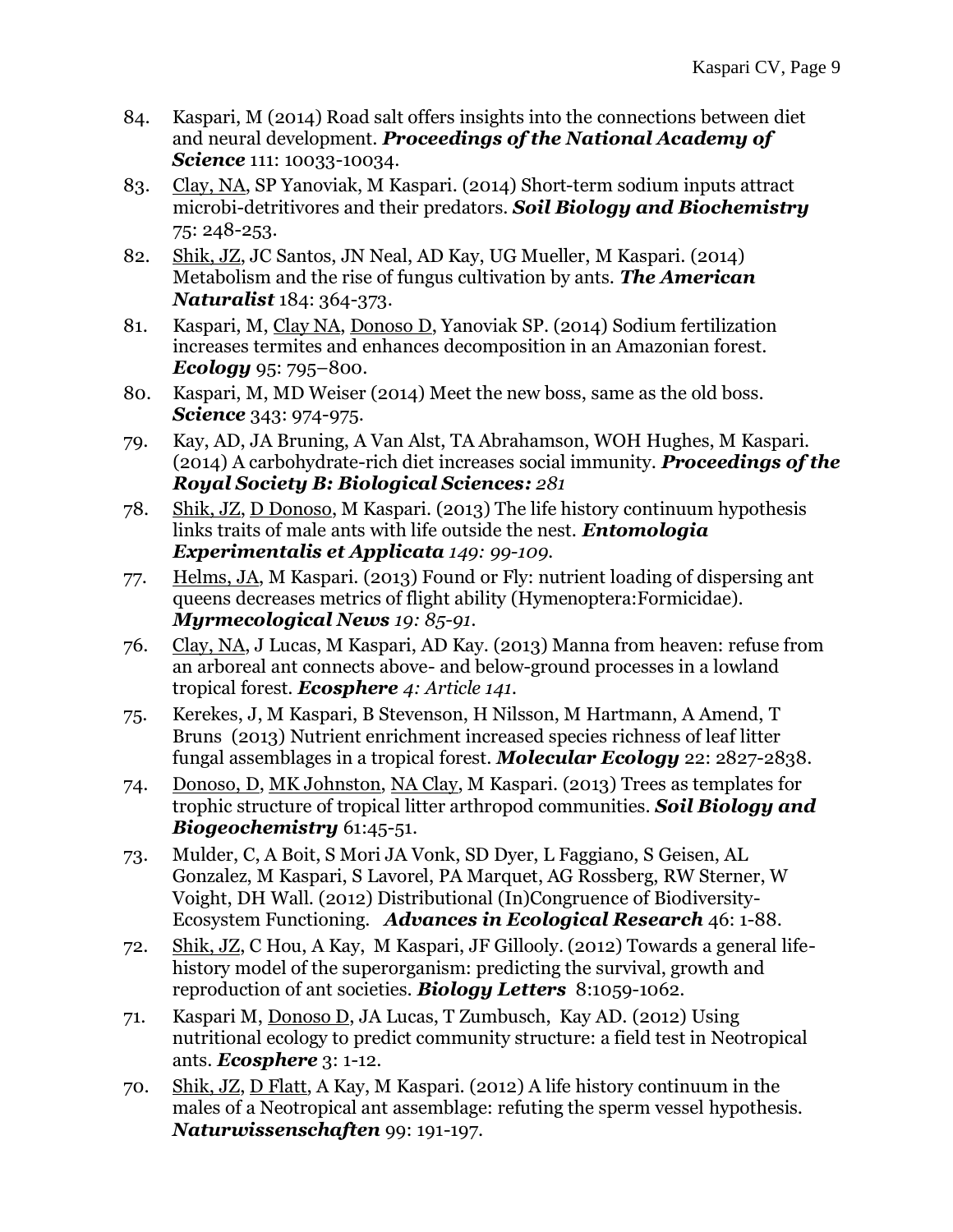84. Kaspari, M (2014) Road salt offers insights into the connections between diet and neural development. ***Proceedings of the National Academy of Science*** 111: 10033-10034.

83. Clay, NA, SP Yanoviak, M Kaspari. (2014) Short-term sodium inputs attract microbi-detritivores and their predators. ***Soil Biology and Biochemistry*** 75: 248-253.

82. Shik, JZ, JC Santos, JN Neal, AD Kay, UG Mueller, M Kaspari. (2014) Metabolism and the rise of fungus cultivation by ants. ***The American Naturalist*** 184: 364-373.

81. Kaspari, M, Clay NA, Donoso D, Yanoviak SP. (2014) Sodium fertilization increases termites and enhances decomposition in an Amazonian forest. ***Ecology*** 95: 795–800.

80. Kaspari, M, MD Weiser (2014) Meet the new boss, same as the old boss. ***Science*** 343: 974-975.

79. Kay, AD, JA Bruning, A Van Alst, TA Abrahamson, WOH Hughes, M Kaspari. (2014) A carbohydrate-rich diet increases social immunity. ***Proceedings of the Royal Society B: Biological Sciences:*** *281*

78. Shik, JZ, D Donoso, M Kaspari. (2013) The life history continuum hypothesis links traits of male ants with life outside the nest. ***Entomologia Experimentalis et Applicata*** *149: 99-109.*

77. Helms, JA, M Kaspari. (2013) Found or Fly: nutrient loading of dispersing ant queens decreases metrics of flight ability (Hymenoptera:Formicidae). ***Myrmecological News*** *19: 85-91.*

76. Clay, NA, J Lucas, M Kaspari, AD Kay. (2013) Manna from heaven: refuse from an arboreal ant connects above- and below-ground processes in a lowland tropical forest. ***Ecosphere*** *4: Article 141.*

75. Kerekes, J, M Kaspari, B Stevenson, H Nilsson, M Hartmann, A Amend, T Bruns (2013) Nutrient enrichment increased species richness of leaf litter fungal assemblages in a tropical forest. ***Molecular Ecology*** 22: 2827-2838.

74. Donoso, D, MK Johnston, NA Clay, M Kaspari. (2013) Trees as templates for trophic structure of tropical litter arthropod communities. ***Soil Biology and Biogeochemistry*** 61:45-51.

73. Mulder, C, A Boit, S Mori JA Vonk, SD Dyer, L Faggiano, S Geisen, AL Gonzalez, M Kaspari, S Lavorel, PA Marquet, AG Rossberg, RW Sterner, W Voight, DH Wall. (2012) Distributional (In)Congruence of Biodiversity-Ecosystem Functioning. ***Advances in Ecological Research*** 46: 1-88.

72. Shik, JZ, C Hou, A Kay, M Kaspari, JF Gillooly. (2012) Towards a general life-history model of the superorganism: predicting the survival, growth and reproduction of ant societies. ***Biology Letters*** 8:1059-1062.

71. Kaspari M, Donoso D, JA Lucas, T Zumbusch, Kay AD. (2012) Using nutritional ecology to predict community structure: a field test in Neotropical ants. ***Ecosphere*** 3: 1-12.

70. Shik, JZ, D Flatt, A Kay, M Kaspari. (2012) A life history continuum in the males of a Neotropical ant assemblage: refuting the sperm vessel hypothesis. ***Naturwissenschaften*** 99: 191-197.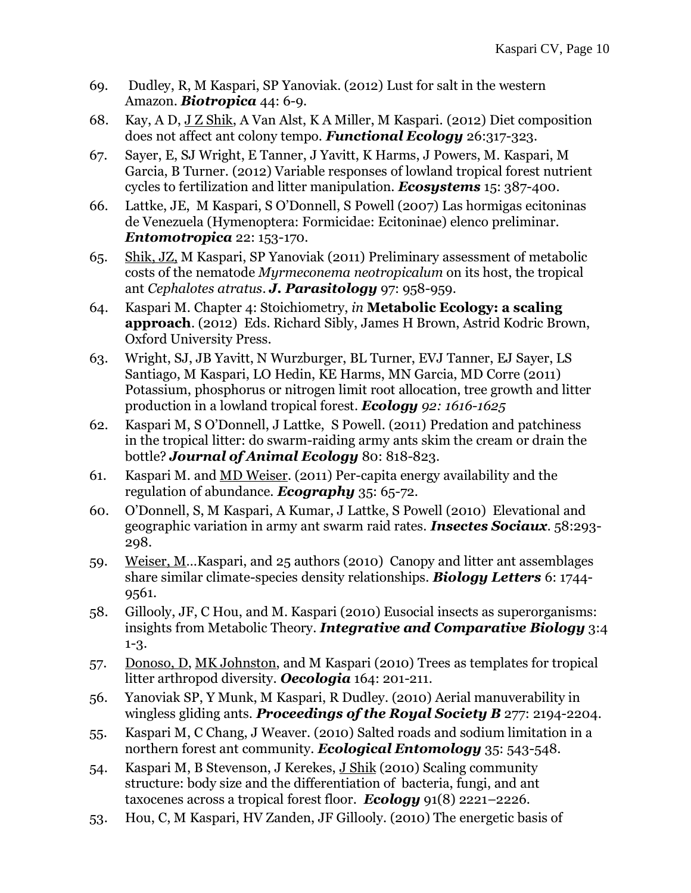69. Dudley, R, M Kaspari, SP Yanoviak. (2012) Lust for salt in the western Amazon. ***Biotropica*** 44: 6-9.

68. Kay, A D, J Z Shik, A Van Alst, K A Miller, M Kaspari. (2012) Diet composition does not affect ant colony tempo. ***Functional Ecology*** 26:317-323.

67. Sayer, E, SJ Wright, E Tanner, J Yavitt, K Harms, J Powers, M. Kaspari, M Garcia, B Turner. (2012) Variable responses of lowland tropical forest nutrient cycles to fertilization and litter manipulation. ***Ecosystems*** 15: 387-400.

66. Lattke, JE, M Kaspari, S O'Donnell, S Powell (2007) Las hormigas ecitoninas de Venezuela (Hymenoptera: Formicidae: Ecitoninae) elenco preliminar. ***Entomotropica*** 22: 153-170.

65. Shik, JZ, M Kaspari, SP Yanoviak (2011) Preliminary assessment of metabolic costs of the nematode *Myrmeconema neotropicalum* on its host, the tropical ant *Cephalotes atratus*. ***J. Parasitology*** 97: 958-959.

64. Kaspari M. Chapter 4: Stoichiometry, *in* **Metabolic Ecology: a scaling approach**. (2012) Eds. Richard Sibly, James H Brown, Astrid Kodric Brown, Oxford University Press.

63. Wright, SJ, JB Yavitt, N Wurzburger, BL Turner, EVJ Tanner, EJ Sayer, LS Santiago, M Kaspari, LO Hedin, KE Harms, MN Garcia, MD Corre (2011) Potassium, phosphorus or nitrogen limit root allocation, tree growth and litter production in a lowland tropical forest. ***Ecology*** *92: 1616-1625*

62. Kaspari M, S O'Donnell, J Lattke, S Powell. (2011) Predation and patchiness in the tropical litter: do swarm-raiding army ants skim the cream or drain the bottle? ***Journal of Animal Ecology*** 80: 818-823.

61. Kaspari M. and MD Weiser. (2011) Per-capita energy availability and the regulation of abundance. ***Ecography*** 35: 65-72.

60. O'Donnell, S, M Kaspari, A Kumar, J Lattke, S Powell (2010) Elevational and geographic variation in army ant swarm raid rates. ***Insectes Sociaux***. 58:293-298.

59. Weiser, M…Kaspari, and 25 authors (2010) Canopy and litter ant assemblages share similar climate-species density relationships. ***Biology Letters*** 6: 1744-9561.

58. Gillooly, JF, C Hou, and M. Kaspari (2010) Eusocial insects as superorganisms: insights from Metabolic Theory. ***Integrative and Comparative Biology*** 3:4 1-3.

57. Donoso, D, MK Johnston, and M Kaspari (2010) Trees as templates for tropical litter arthropod diversity. ***Oecologia*** 164: 201-211.

56. Yanoviak SP, Y Munk, M Kaspari, R Dudley. (2010) Aerial manuverability in wingless gliding ants. ***Proceedings of the Royal Society B*** 277: 2194-2204.

55. Kaspari M, C Chang, J Weaver. (2010) Salted roads and sodium limitation in a northern forest ant community. ***Ecological Entomology*** 35: 543-548.

54. Kaspari M, B Stevenson, J Kerekes, J Shik (2010) Scaling community structure: body size and the differentiation of bacteria, fungi, and ant taxocenes across a tropical forest floor. ***Ecology*** 91(8) 2221–2226.

53. Hou, C, M Kaspari, HV Zanden, JF Gillooly. (2010) The energetic basis of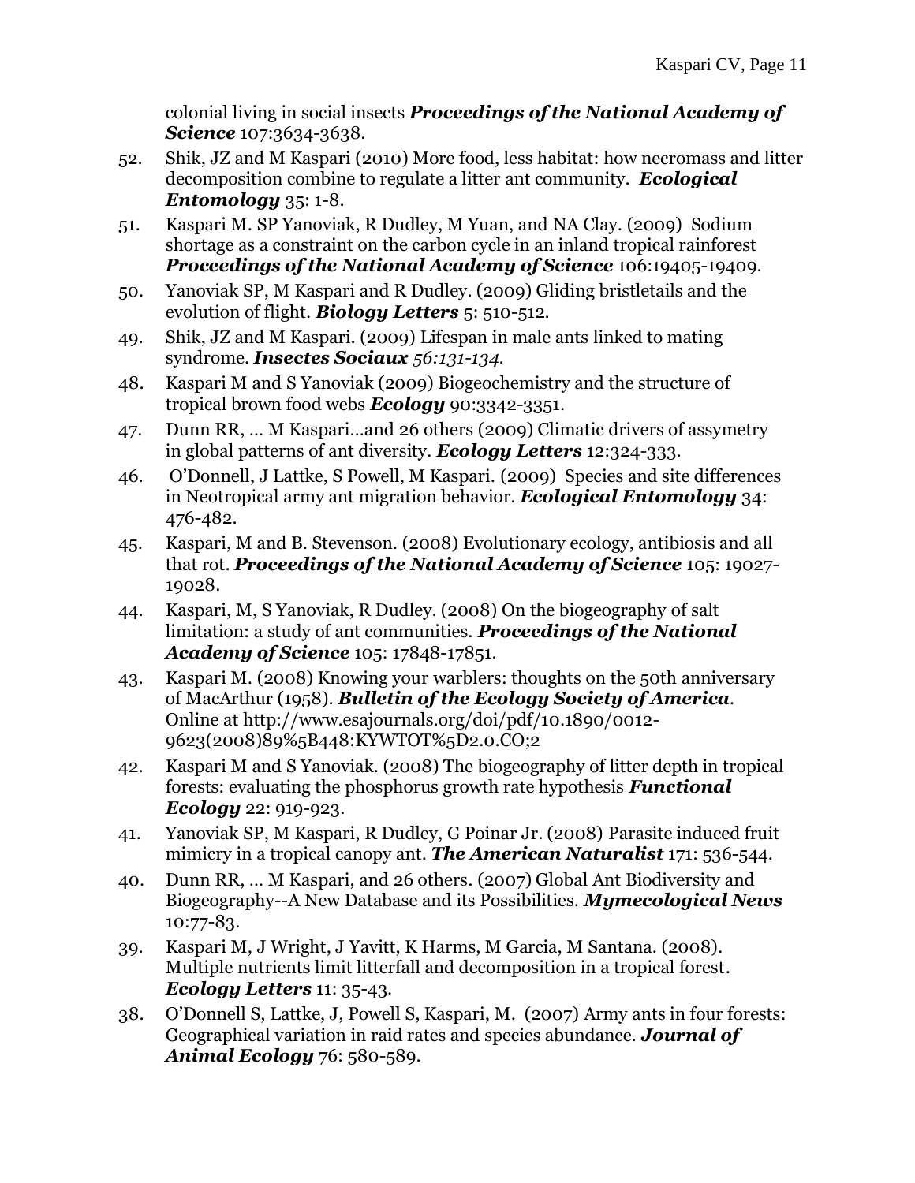colonial living in social insects ***Proceedings of the National Academy of Science*** 107:3634-3638.

52. Shik, JZ and M Kaspari (2010) More food, less habitat: how necromass and litter decomposition combine to regulate a litter ant community. ***Ecological Entomology*** 35: 1-8.

51. Kaspari M. SP Yanoviak, R Dudley, M Yuan, and NA Clay. (2009) Sodium shortage as a constraint on the carbon cycle in an inland tropical rainforest ***Proceedings of the National Academy of Science*** 106:19405-19409.

50. Yanoviak SP, M Kaspari and R Dudley. (2009) Gliding bristletails and the evolution of flight. ***Biology Letters*** 5: 510-512.

49. Shik, JZ and M Kaspari. (2009) Lifespan in male ants linked to mating syndrome. ***Insectes Sociaux*** *56:131-134.*

48. Kaspari M and S Yanoviak (2009) Biogeochemistry and the structure of tropical brown food webs ***Ecology*** 90:3342-3351.

47. Dunn RR, … M Kaspari…and 26 others (2009) Climatic drivers of assymetry in global patterns of ant diversity. ***Ecology Letters*** 12:324-333.

46. O'Donnell, J Lattke, S Powell, M Kaspari. (2009) Species and site differences in Neotropical army ant migration behavior. ***Ecological Entomology*** 34: 476-482.

45. Kaspari, M and B. Stevenson. (2008) Evolutionary ecology, antibiosis and all that rot. ***Proceedings of the National Academy of Science*** 105: 19027-19028.

44. Kaspari, M, S Yanoviak, R Dudley. (2008) On the biogeography of salt limitation: a study of ant communities. ***Proceedings of the National Academy of Science*** 105: 17848-17851.

43. Kaspari M. (2008) Knowing your warblers: thoughts on the 50th anniversary of MacArthur (1958). ***Bulletin of the Ecology Society of America***. Online at http://www.esajournals.org/doi/pdf/10.1890/0012-9623(2008)89%5B448:KYWTOT%5D2.0.CO;2

42. Kaspari M and S Yanoviak. (2008) The biogeography of litter depth in tropical forests: evaluating the phosphorus growth rate hypothesis ***Functional Ecology*** 22: 919-923.

41. Yanoviak SP, M Kaspari, R Dudley, G Poinar Jr. (2008) Parasite induced fruit mimicry in a tropical canopy ant. ***The American Naturalist*** 171: 536-544.

40. Dunn RR, … M Kaspari, and 26 others. (2007) Global Ant Biodiversity and Biogeography--A New Database and its Possibilities. ***Mymecological News*** 10:77-83.

39. Kaspari M, J Wright, J Yavitt, K Harms, M Garcia, M Santana. (2008). Multiple nutrients limit litterfall and decomposition in a tropical forest. ***Ecology Letters*** 11: 35-43.

38. O'Donnell S, Lattke, J, Powell S, Kaspari, M. (2007) Army ants in four forests: Geographical variation in raid rates and species abundance. ***Journal of Animal Ecology*** 76: 580-589.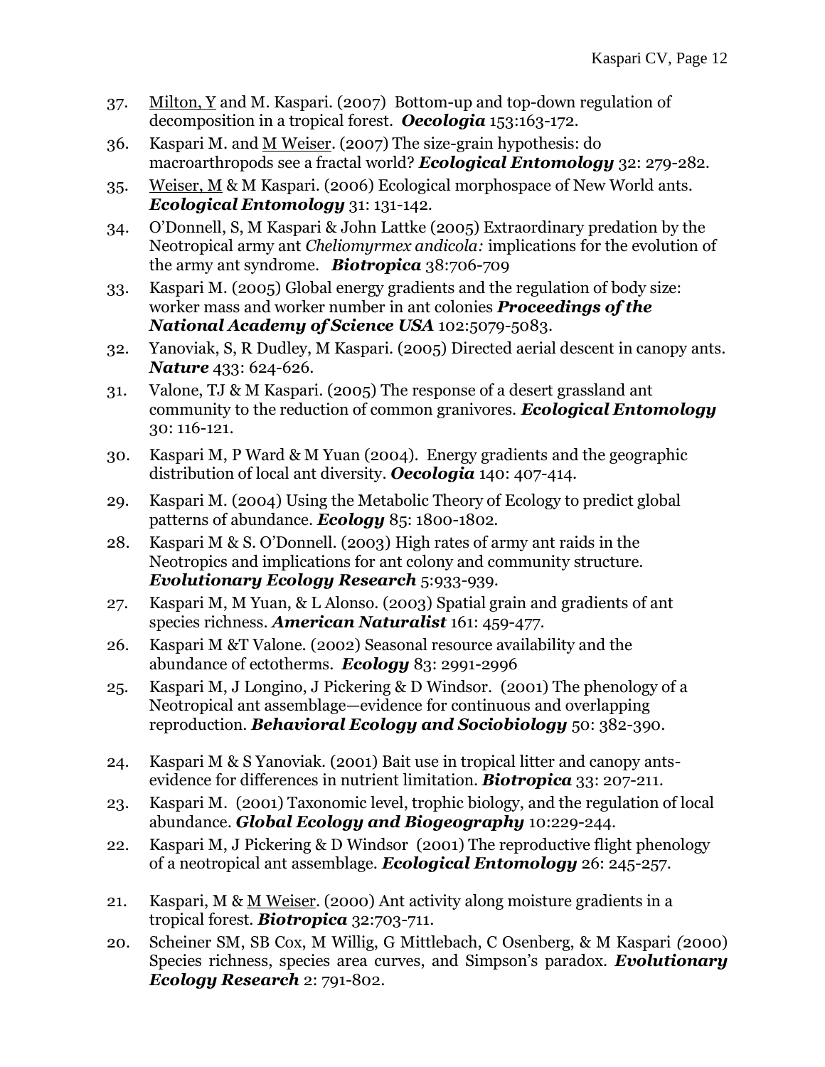37. Milton, Y and M. Kaspari. (2007) Bottom-up and top-down regulation of decomposition in a tropical forest. ***Oecologia*** 153:163-172.
36. Kaspari M. and M Weiser. (2007) The size-grain hypothesis: do macroarthropods see a fractal world? ***Ecological Entomology*** 32: 279-282.
35. Weiser, M & M Kaspari. (2006) Ecological morphospace of New World ants. ***Ecological Entomology*** 31: 131-142.
34. O'Donnell, S, M Kaspari & John Lattke (2005) Extraordinary predation by the Neotropical army ant *Cheliomyrmex andicola:* implications for the evolution of the army ant syndrome. ***Biotropica*** 38:706-709
33. Kaspari M. (2005) Global energy gradients and the regulation of body size: worker mass and worker number in ant colonies ***Proceedings of the National Academy of Science USA*** 102:5079-5083.
32. Yanoviak, S, R Dudley, M Kaspari. (2005) Directed aerial descent in canopy ants. ***Nature*** 433: 624-626.
31. Valone, TJ & M Kaspari. (2005) The response of a desert grassland ant community to the reduction of common granivores. ***Ecological Entomology*** 30: 116-121.
30. Kaspari M, P Ward & M Yuan (2004). Energy gradients and the geographic distribution of local ant diversity. ***Oecologia*** 140: 407-414.
29. Kaspari M. (2004) Using the Metabolic Theory of Ecology to predict global patterns of abundance. ***Ecology*** 85: 1800-1802.
28. Kaspari M & S. O'Donnell. (2003) High rates of army ant raids in the Neotropics and implications for ant colony and community structure. ***Evolutionary Ecology Research*** 5:933-939.
27. Kaspari M, M Yuan, & L Alonso. (2003) Spatial grain and gradients of ant species richness. ***American Naturalist*** 161: 459-477.
26. Kaspari M &T Valone. (2002) Seasonal resource availability and the abundance of ectotherms. ***Ecology*** 83: 2991-2996
25. Kaspari M, J Longino, J Pickering & D Windsor. (2001) The phenology of a Neotropical ant assemblage—evidence for continuous and overlapping reproduction. ***Behavioral Ecology and Sociobiology*** 50: 382-390.
24. Kaspari M & S Yanoviak. (2001) Bait use in tropical litter and canopy ants- evidence for differences in nutrient limitation. ***Biotropica*** 33: 207-211.
23. Kaspari M. (2001) Taxonomic level, trophic biology, and the regulation of local abundance. ***Global Ecology and Biogeography*** 10:229-244.
22. Kaspari M, J Pickering & D Windsor (2001) The reproductive flight phenology of a neotropical ant assemblage. ***Ecological Entomology*** 26: 245-257.
21. Kaspari, M & M Weiser. (2000) Ant activity along moisture gradients in a tropical forest. ***Biotropica*** 32:703-711.
20. Scheiner SM, SB Cox, M Willig, G Mittlebach, C Osenberg, & M Kaspari (2000) Species richness, species area curves, and Simpson's paradox. ***Evolutionary Ecology Research*** 2: 791-802.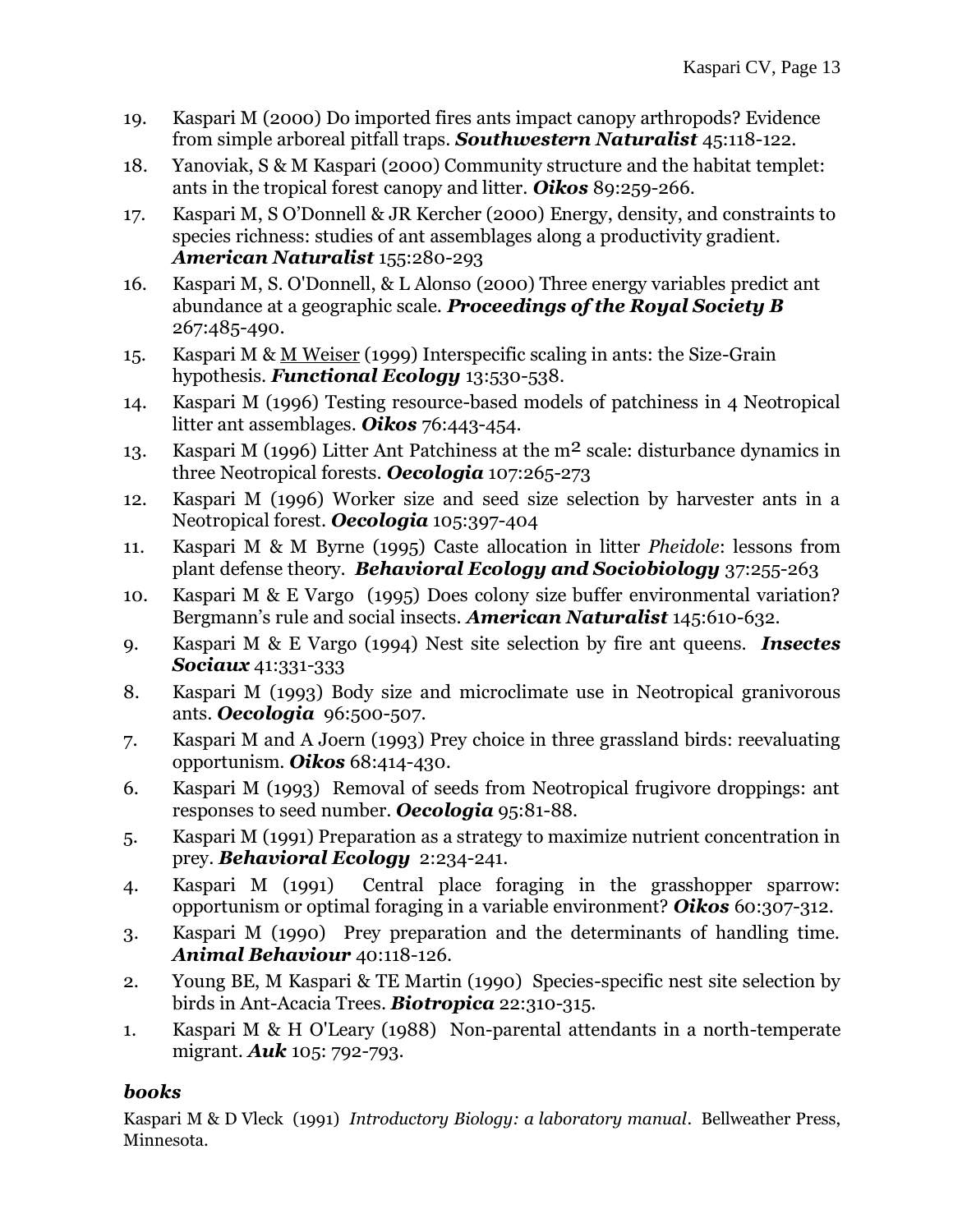19. Kaspari M (2000) Do imported fires ants impact canopy arthropods? Evidence from simple arboreal pitfall traps. ***Southwestern Naturalist*** 45:118-122.

18. Yanoviak, S & M Kaspari (2000) Community structure and the habitat templet: ants in the tropical forest canopy and litter. ***Oikos*** 89:259-266.

17. Kaspari M, S O'Donnell & JR Kercher (2000) Energy, density, and constraints to species richness: studies of ant assemblages along a productivity gradient. ***American Naturalist*** 155:280-293

16. Kaspari M, S. O'Donnell, & L Alonso (2000) Three energy variables predict ant abundance at a geographic scale. ***Proceedings of the Royal Society B*** 267:485-490.

15. Kaspari M & M Weiser (1999) Interspecific scaling in ants: the Size-Grain hypothesis. ***Functional Ecology*** 13:530-538.

14. Kaspari M (1996) Testing resource-based models of patchiness in 4 Neotropical litter ant assemblages. ***Oikos*** 76:443-454.

13. Kaspari M (1996) Litter Ant Patchiness at the $m^2$ scale: disturbance dynamics in three Neotropical forests. ***Oecologia*** 107:265-273

12. Kaspari M (1996) Worker size and seed size selection by harvester ants in a Neotropical forest. ***Oecologia*** 105:397-404

11. Kaspari M & M Byrne (1995) Caste allocation in litter *Pheidole*: lessons from plant defense theory. ***Behavioral Ecology and Sociobiology*** 37:255-263

10. Kaspari M & E Vargo (1995) Does colony size buffer environmental variation? Bergmann's rule and social insects. ***American Naturalist*** 145:610-632.

9. Kaspari M & E Vargo (1994) Nest site selection by fire ant queens. ***Insectes Sociaux*** 41:331-333

8. Kaspari M (1993) Body size and microclimate use in Neotropical granivorous ants. ***Oecologia*** 96:500-507.

7. Kaspari M and A Joern (1993) Prey choice in three grassland birds: reevaluating opportunism. ***Oikos*** 68:414-430.

6. Kaspari M (1993) Removal of seeds from Neotropical frugivore droppings: ant responses to seed number. ***Oecologia*** 95:81-88.

5. Kaspari M (1991) Preparation as a strategy to maximize nutrient concentration in prey. ***Behavioral Ecology*** 2:234-241.

4. Kaspari M (1991) Central place foraging in the grasshopper sparrow: opportunism or optimal foraging in a variable environment? ***Oikos*** 60:307-312.

3. Kaspari M (1990) Prey preparation and the determinants of handling time. ***Animal Behaviour*** 40:118-126.

2. Young BE, M Kaspari & TE Martin (1990) Species-specific nest site selection by birds in Ant-Acacia Trees. ***Biotropica*** 22:310-315.

1. Kaspari M & H O'Leary (1988) Non-parental attendants in a north-temperate migrant. ***Auk*** 105: 792-793.

## *books*

Kaspari M & D Vleck (1991) *Introductory Biology: a laboratory manual*. Bellweather Press, Minnesota.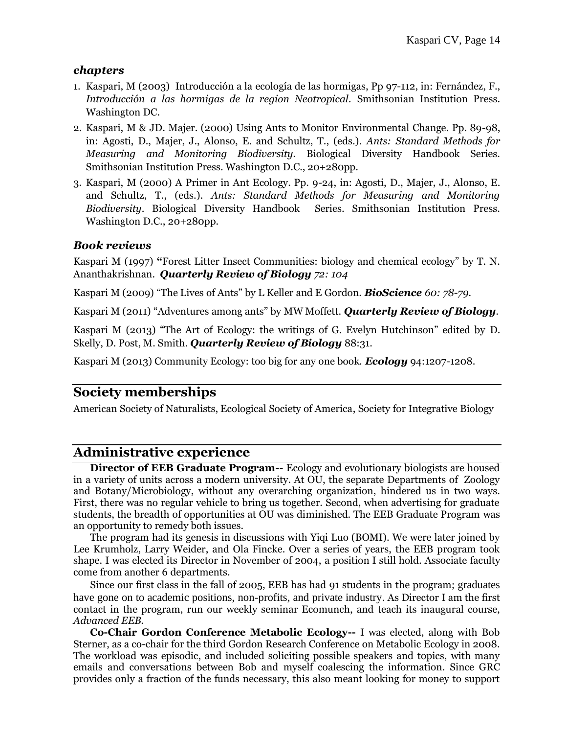### *chapters*

1. Kaspari, M (2003) Introducción a la ecología de las hormigas, Pp 97-112, in: Fernández, F., *Introducción a las hormigas de la region Neotropical*. Smithsonian Institution Press. Washington DC.
2. Kaspari, M & JD. Majer. (2000) Using Ants to Monitor Environmental Change. Pp. 89-98, in: Agosti, D., Majer, J., Alonso, E. and Schultz, T., (eds.). *Ants: Standard Methods for Measuring and Monitoring Biodiversity*. Biological Diversity Handbook Series. Smithsonian Institution Press. Washington D.C., 20+280pp.
3. Kaspari, M (2000) A Primer in Ant Ecology. Pp. 9-24, in: Agosti, D., Majer, J., Alonso, E. and Schultz, T., (eds.). *Ants: Standard Methods for Measuring and Monitoring Biodiversity*. Biological Diversity Handbook Series. Smithsonian Institution Press. Washington D.C., 20+280pp.

### *Book reviews*

Kaspari M (1997) "Forest Litter Insect Communities: biology and chemical ecology" by T. N. Ananthakrishnan. ***Quarterly Review of Biology*** *72: 104*

Kaspari M (2009) "The Lives of Ants" by L Keller and E Gordon. ***BioScience*** *60: 78-79.*

Kaspari M (2011) "Adventures among ants" by MW Moffett. ***Quarterly Review of Biology***.

Kaspari M (2013) "The Art of Ecology: the writings of G. Evelyn Hutchinson" edited by D. Skelly, D. Post, M. Smith. ***Quarterly Review of Biology*** 88:31.

Kaspari M (2013) Community Ecology: too big for any one book. ***Ecology*** 94:1207-1208.

## Society memberships

American Society of Naturalists, Ecological Society of America, Society for Integrative Biology

## Administrative experience

**Director of EEB Graduate Program--** Ecology and evolutionary biologists are housed in a variety of units across a modern university. At OU, the separate Departments of Zoology and Botany/Microbiology, without any overarching organization, hindered us in two ways. First, there was no regular vehicle to bring us together. Second, when advertising for graduate students, the breadth of opportunities at OU was diminished. The EEB Graduate Program was an opportunity to remedy both issues.

The program had its genesis in discussions with Yiqi Luo (BOMI). We were later joined by Lee Krumholz, Larry Weider, and Ola Fincke. Over a series of years, the EEB program took shape. I was elected its Director in November of 2004, a position I still hold. Associate faculty come from another 6 departments.

Since our first class in the fall of 2005, EEB has had 91 students in the program; graduates have gone on to academic positions, non-profits, and private industry. As Director I am the first contact in the program, run our weekly seminar Ecomunch, and teach its inaugural course, *Advanced EEB*.

**Co-Chair Gordon Conference Metabolic Ecology--** I was elected, along with Bob Sterner, as a co-chair for the third Gordon Research Conference on Metabolic Ecology in 2008. The workload was episodic, and included soliciting possible speakers and topics, with many emails and conversations between Bob and myself coalescing the information. Since GRC provides only a fraction of the funds necessary, this also meant looking for money to support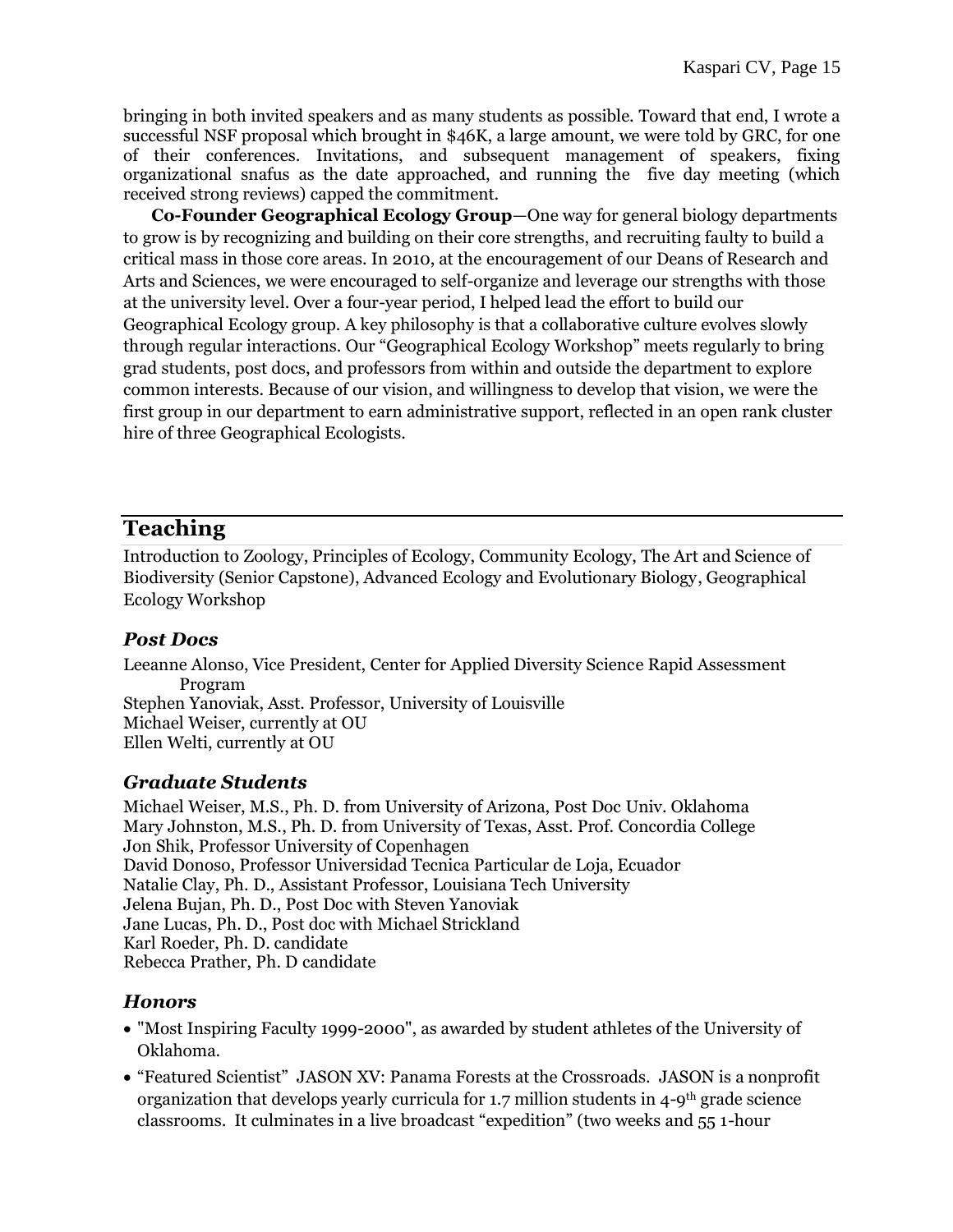bringing in both invited speakers and as many students as possible. Toward that end, I wrote a successful NSF proposal which brought in $46K, a large amount, we were told by GRC, for one of their conferences. Invitations, and subsequent management of speakers, fixing organizational snafus as the date approached, and running the five day meeting (which received strong reviews) capped the commitment.

**Co-Founder Geographical Ecology Group**—One way for general biology departments to grow is by recognizing and building on their core strengths, and recruiting faulty to build a critical mass in those core areas. In 2010, at the encouragement of our Deans of Research and Arts and Sciences, we were encouraged to self-organize and leverage our strengths with those at the university level. Over a four-year period, I helped lead the effort to build our Geographical Ecology group. A key philosophy is that a collaborative culture evolves slowly through regular interactions. Our "Geographical Ecology Workshop" meets regularly to bring grad students, post docs, and professors from within and outside the department to explore common interests. Because of our vision, and willingness to develop that vision, we were the first group in our department to earn administrative support, reflected in an open rank cluster hire of three Geographical Ecologists.

## Teaching

Introduction to Zoology, Principles of Ecology, Community Ecology, The Art and Science of Biodiversity (Senior Capstone), Advanced Ecology and Evolutionary Biology, Geographical Ecology Workshop

### *Post Docs*

Leeanne Alonso, Vice President, Center for Applied Diversity Science Rapid Assessment Program
Stephen Yanoviak, Asst. Professor, University of Louisville
Michael Weiser, currently at OU
Ellen Welti, currently at OU

### *Graduate Students*

Michael Weiser, M.S., Ph. D. from University of Arizona, Post Doc Univ. Oklahoma
Mary Johnston, M.S., Ph. D. from University of Texas, Asst. Prof. Concordia College
Jon Shik, Professor University of Copenhagen
David Donoso, Professor Universidad Tecnica Particular de Loja, Ecuador
Natalie Clay, Ph. D., Assistant Professor, Louisiana Tech University
Jelena Bujan, Ph. D., Post Doc with Steven Yanoviak
Jane Lucas, Ph. D., Post doc with Michael Strickland
Karl Roeder, Ph. D. candidate
Rebecca Prather, Ph. D candidate

### *Honors*

- "Most Inspiring Faculty 1999-2000", as awarded by student athletes of the University of Oklahoma.
- "Featured Scientist" JASON XV: Panama Forests at the Crossroads. JASON is a nonprofit organization that develops yearly curricula for 1.7 million students in 4-9th grade science classrooms. It culminates in a live broadcast "expedition" (two weeks and 55 1-hour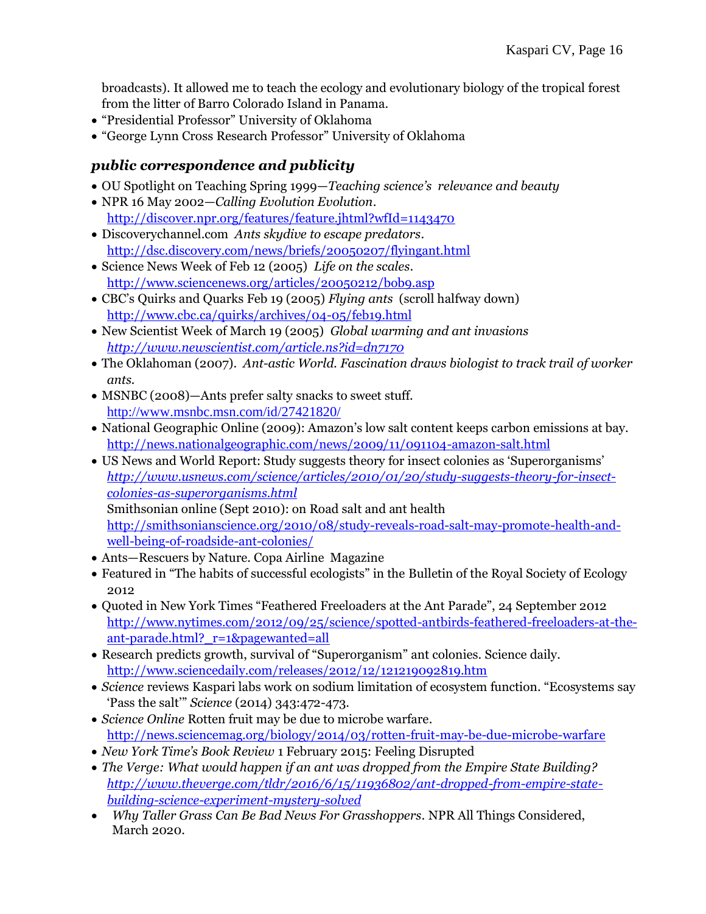broadcasts). It allowed me to teach the ecology and evolutionary biology of the tropical forest from the litter of Barro Colorado Island in Panama.

- "Presidential Professor" University of Oklahoma
- "George Lynn Cross Research Professor" University of Oklahoma

### *public correspondence and publicity*

- OU Spotlight on Teaching Spring 1999—*Teaching science's relevance and beauty*
- NPR 16 May 2002—*Calling Evolution Evolution*. http://discover.npr.org/features/feature.jhtml?wfId=1143470
- Discoverychannel.com *Ants skydive to escape predators*. http://dsc.discovery.com/news/briefs/20050207/flyingant.html
- Science News Week of Feb 12 (2005) *Life on the scales*. http://www.sciencenews.org/articles/20050212/bob9.asp
- CBC's Quirks and Quarks Feb 19 (2005) *Flying ants* (scroll halfway down) http://www.cbc.ca/quirks/archives/04-05/feb19.html
- New Scientist Week of March 19 (2005) *Global warming and ant invasions* *http://www.newscientist.com/article.ns?id=dn7170*
- The Oklahoman (2007). *Ant-astic World. Fascination draws biologist to track trail of worker ants.*
- MSNBC (2008)—Ants prefer salty snacks to sweet stuff. http://www.msnbc.msn.com/id/27421820/
- National Geographic Online (2009): Amazon's low salt content keeps carbon emissions at bay. http://news.nationalgeographic.com/news/2009/11/091104-amazon-salt.html
- US News and World Report: Study suggests theory for insect colonies as 'Superorganisms' *http://www.usnews.com/science/articles/2010/01/20/study-suggests-theory-for-insect-colonies-as-superorganisms.html*
  Smithsonian online (Sept 2010): on Road salt and ant health http://smithsonianscience.org/2010/08/study-reveals-road-salt-may-promote-health-and-well-being-of-roadside-ant-colonies/
- Ants—Rescuers by Nature. Copa Airline Magazine
- Featured in "The habits of successful ecologists" in the Bulletin of the Royal Society of Ecology 2012
- Quoted in New York Times "Feathered Freeloaders at the Ant Parade", 24 September 2012 http://www.nytimes.com/2012/09/25/science/spotted-antbirds-feathered-freeloaders-at-the-ant-parade.html?_r=1&pagewanted=all
- Research predicts growth, survival of "Superorganism" ant colonies. Science daily. http://www.sciencedaily.com/releases/2012/12/121219092819.htm
- *Science* reviews Kaspari labs work on sodium limitation of ecosystem function. "Ecosystems say 'Pass the salt'" *Science* (2014) 343:472-473.
- *Science Online* Rotten fruit may be due to microbe warfare. http://news.sciencemag.org/biology/2014/03/rotten-fruit-may-be-due-microbe-warfare
- *New York Time's Book Review* 1 February 2015: Feeling Disrupted
- *The Verge: What would happen if an ant was dropped from the Empire State Building?* *http://www.theverge.com/tldr/2016/6/15/11936802/ant-dropped-from-empire-state-building-science-experiment-mystery-solved*
- *Why Taller Grass Can Be Bad News For Grasshoppers*. NPR All Things Considered, March 2020.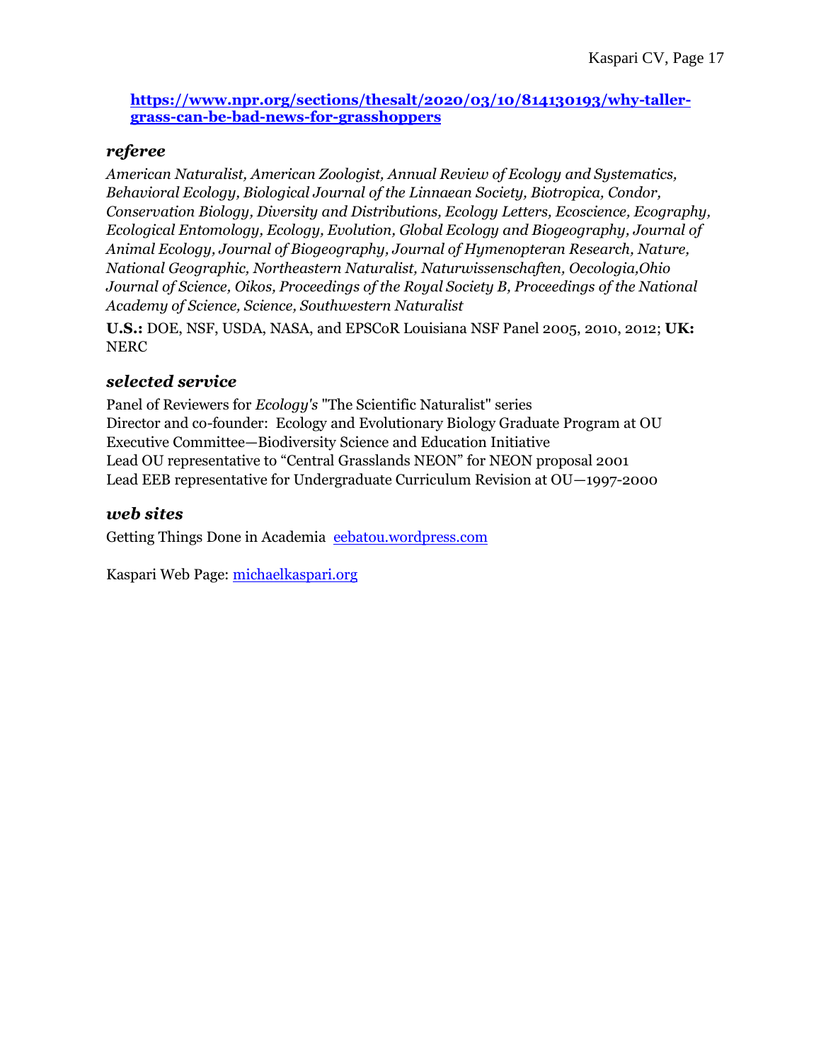**https://www.npr.org/sections/thesalt/2020/03/10/814130193/why-taller-grass-can-be-bad-news-for-grasshoppers**

### *referee*

*American Naturalist, American Zoologist, Annual Review of Ecology and Systematics, Behavioral Ecology, Biological Journal of the Linnaean Society, Biotropica, Condor, Conservation Biology, Diversity and Distributions, Ecology Letters, Ecoscience, Ecography, Ecological Entomology, Ecology, Evolution, Global Ecology and Biogeography, Journal of Animal Ecology, Journal of Biogeography, Journal of Hymenopteran Research, Nature, National Geographic, Northeastern Naturalist, Naturwissenschaften, Oecologia,Ohio Journal of Science, Oikos, Proceedings of the Royal Society B, Proceedings of the National Academy of Science, Science, Southwestern Naturalist*

**U.S.:** DOE, NSF, USDA, NASA, and EPSCoR Louisiana NSF Panel 2005, 2010, 2012; **UK:** NERC

### *selected service*

Panel of Reviewers for *Ecology's* "The Scientific Naturalist" series
Director and co-founder: Ecology and Evolutionary Biology Graduate Program at OU
Executive Committee—Biodiversity Science and Education Initiative
Lead OU representative to "Central Grasslands NEON" for NEON proposal 2001
Lead EEB representative for Undergraduate Curriculum Revision at OU—1997-2000

### *web sites*

Getting Things Done in Academia eebatou.wordpress.com

Kaspari Web Page: michaelkaspari.org